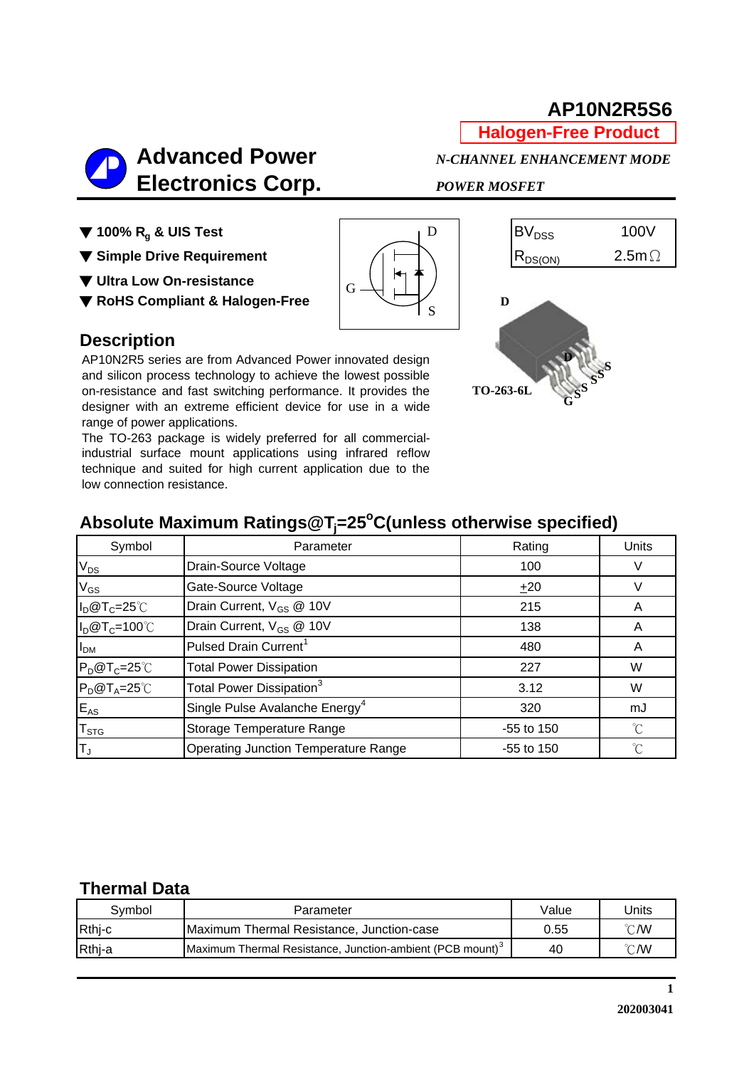# AP10N2R5S6

**Halogen-Free Product**

## Advanced Power Electronics Corp.

*N-CHANNEL ENHANCEMENT MODE POWER MOSFET*

- ▼ 100% $R_g$ & UIS Test
- ▼ Simple Drive Requirement
- ▼ Ultra Low On-resistance
- ▼ RoHS Compliant & Halogen-Free

| | |
|---|---|
| $BV_{DSS}$ | 100V |
| $R_{DS(ON)}$ | 2.5mΩ |

TO-263-6L

## Description

AP10N2R5 series are from Advanced Power innovated design and silicon process technology to achieve the lowest possible on-resistance and fast switching performance. It provides the designer with an extreme efficient device for use in a wide range of power applications.

The TO-263 package is widely preferred for all commercial-industrial surface mount applications using infrared reflow technique and suited for high current application due to the low connection resistance.

## Absolute Maximum Ratings@$T_j$=25°C(unless otherwise specified)

| Symbol | Parameter | Rating | Units |
|---|---|---|---|
| $V_{DS}$ | Drain-Source Voltage | 100 | V |
| $V_{GS}$ | Gate-Source Voltage | ±20 | V |
| $I_D@T_C$=25℃ | Drain Current, $V_{GS}$ @ 10V | 215 | A |
| $I_D@T_C$=100℃ | Drain Current, $V_{GS}$ @ 10V | 138 | A |
| $I_{DM}$ | Pulsed Drain Current[1] | 480 | A |
| $P_D@T_C$=25℃ | Total Power Dissipation | 227 | W |
| $P_D@T_A$=25℃ | Total Power Dissipation[3] | 3.12 | W |
| $E_{AS}$ | Single Pulse Avalanche Energy[4] | 320 | mJ |
| $T_{STG}$ | Storage Temperature Range | -55 to 150 | ℃ |
| $T_J$ | Operating Junction Temperature Range | -55 to 150 | ℃ |

## Thermal Data

| Symbol | Parameter | Value | Units |
|---|---|---|---|
| Rthj-c | Maximum Thermal Resistance, Junction-case | 0.55 | ℃/W |
| Rthj-a | Maximum Thermal Resistance, Junction-ambient (PCB mount)[3] | 40 | ℃/W |

202003041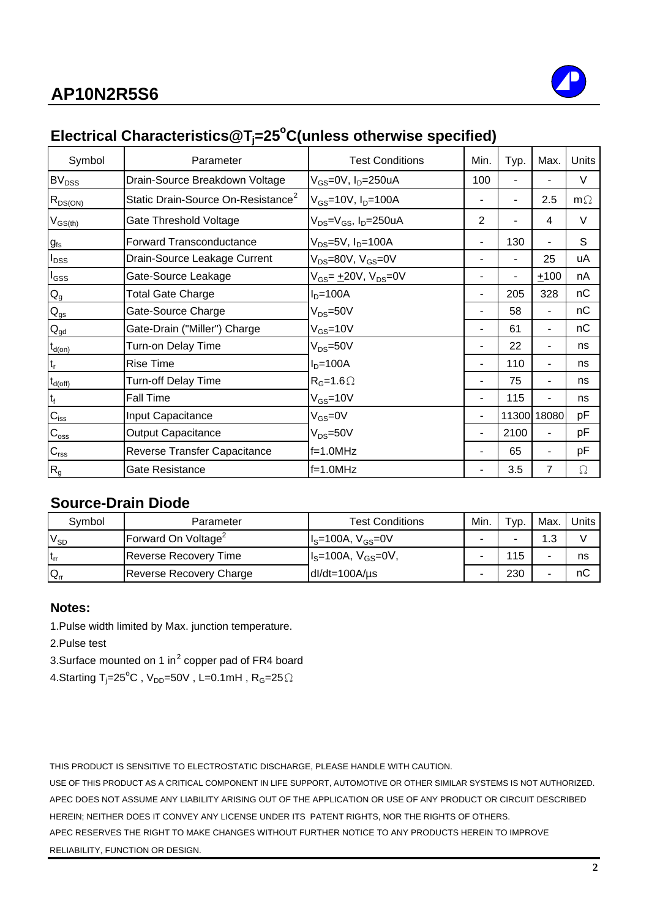# AP10N2R5S6

## Electrical Characteristics@$T_j$=25$^o$C(unless otherwise specified)

| Symbol | Parameter | Test Conditions | Min. | Typ. | Max. | Units |
|---|---|---|---|---|---|---|
| $BV_{DSS}$ | Drain-Source Breakdown Voltage | $V_{GS}$=0V, $I_D$=250uA | 100 | - | - | V |
| $R_{DS(ON)}$ | Static Drain-Source On-Resistance[2] | $V_{GS}$=10V, $I_D$=100A | - | - | 2.5 | mΩ |
| $V_{GS(th)}$ | Gate Threshold Voltage | $V_{DS}$=$V_{GS}$, $I_D$=250uA | 2 | - | 4 | V |
| $g_{fs}$ | Forward Transconductance | $V_{DS}$=5V, $I_D$=100A | - | 130 | - | S |
| $I_{DSS}$ | Drain-Source Leakage Current | $V_{DS}$=80V, $V_{GS}$=0V | - | - | 25 | uA |
| $I_{GSS}$ | Gate-Source Leakage | $V_{GS}$= $\pm$20V, $V_{DS}$=0V | - | - | $\pm$100 | nA |
| $Q_g$ | Total Gate Charge | $I_D$=100A | - | 205 | 328 | nC |
| $Q_{gs}$ | Gate-Source Charge | $V_{DS}$=50V | - | 58 | - | nC |
| $Q_{gd}$ | Gate-Drain ("Miller") Charge | $V_{GS}$=10V | - | 61 | - | nC |
| $t_{d(on)}$ | Turn-on Delay Time | $V_{DS}$=50V | - | 22 | - | ns |
| $t_r$ | Rise Time | $I_D$=100A | - | 110 | - | ns |
| $t_{d(off)}$ | Turn-off Delay Time | $R_G$=1.6Ω | - | 75 | - | ns |
| $t_f$ | Fall Time | $V_{GS}$=10V | - | 115 | - | ns |
| $C_{iss}$ | Input Capacitance | $V_{GS}$=0V | - | 11300 | 18080 | pF |
| $C_{oss}$ | Output Capacitance | $V_{DS}$=50V | - | 2100 | - | pF |
| $C_{rss}$ | Reverse Transfer Capacitance | f=1.0MHz | - | 65 | - | pF |
| $R_g$ | Gate Resistance | f=1.0MHz | - | 3.5 | 7 | Ω |

## Source-Drain Diode

| Symbol | Parameter | Test Conditions | Min. | Typ. | Max. | Units |
|---|---|---|---|---|---|---|
| $V_{SD}$ | Forward On Voltage[2] | $I_S$=100A, $V_{GS}$=0V | - | - | 1.3 | V |
| $t_{rr}$ | Reverse Recovery Time | $I_S$=100A, $V_{GS}$=0V, | - | 115 | - | ns |
| $Q_{rr}$ | Reverse Recovery Charge | dI/dt=100A/µs | - | 230 | - | nC |

**Notes:**

1.Pulse width limited by Max. junction temperature.

2.Pulse test

3.Surface mounted on 1 in$^2$ copper pad of FR4 board

4.Starting $T_j$=25$^o$C , $V_{DD}$=50V , L=0.1mH , $R_G$=25Ω

THIS PRODUCT IS SENSITIVE TO ELECTROSTATIC DISCHARGE, PLEASE HANDLE WITH CAUTION.

USE OF THIS PRODUCT AS A CRITICAL COMPONENT IN LIFE SUPPORT, AUTOMOTIVE OR OTHER SIMILAR SYSTEMS IS NOT AUTHORIZED.

APEC DOES NOT ASSUME ANY LIABILITY ARISING OUT OF THE APPLICATION OR USE OF ANY PRODUCT OR CIRCUIT DESCRIBED HEREIN; NEITHER DOES IT CONVEY ANY LICENSE UNDER ITS PATENT RIGHTS, NOR THE RIGHTS OF OTHERS.

APEC RESERVES THE RIGHT TO MAKE CHANGES WITHOUT FURTHER NOTICE TO ANY PRODUCTS HEREIN TO IMPROVE RELIABILITY, FUNCTION OR DESIGN.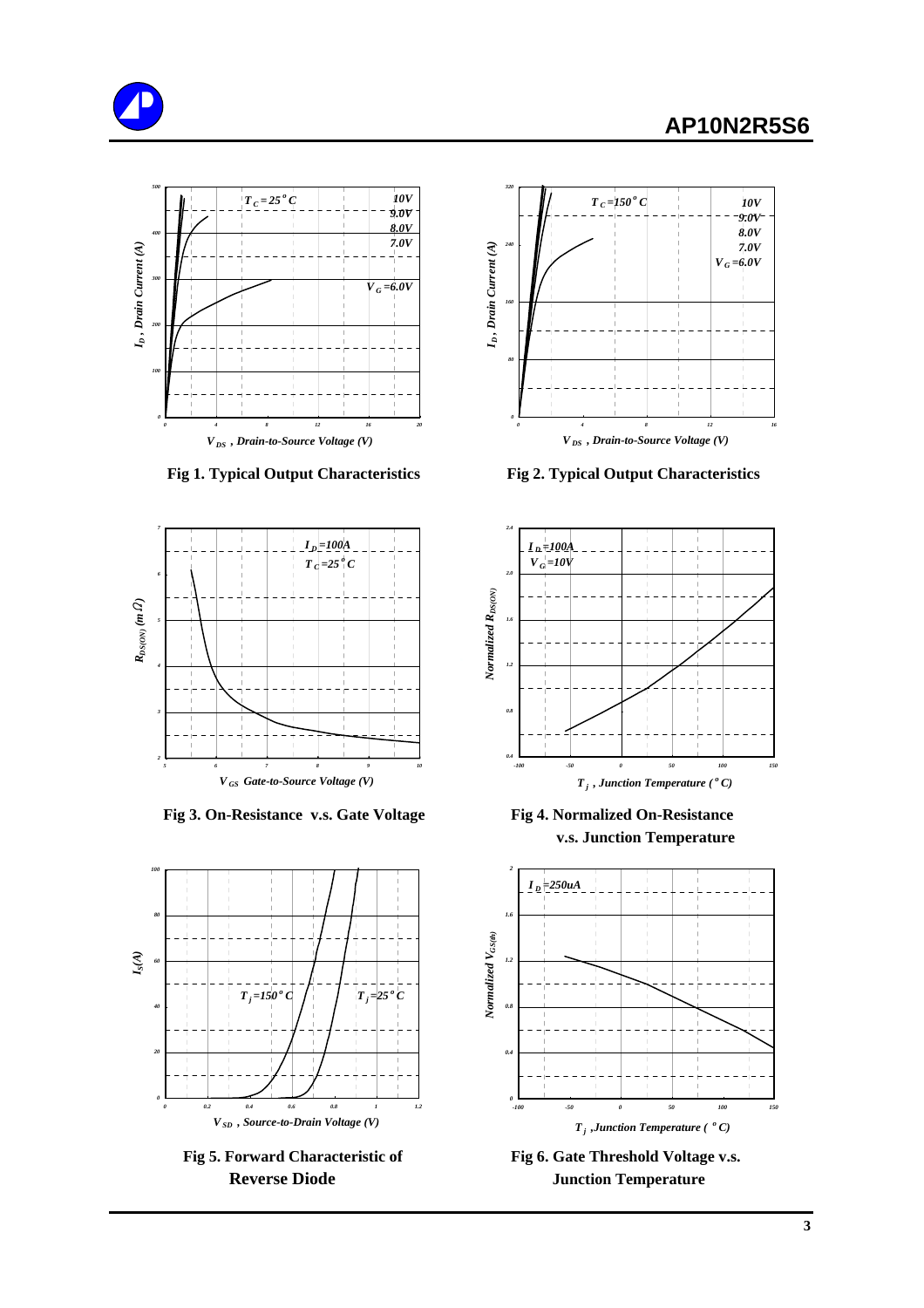Fig 1. Typical Output Characteristics

Fig 2. Typical Output Characteristics

Fig 3. On-Resistance v.s. Gate Voltage

Fig 4. Normalized On-Resistance v.s. Junction Temperature

Fig 5. Forward Characteristic of Reverse Diode

Fig 6. Gate Threshold Voltage v.s. Junction Temperature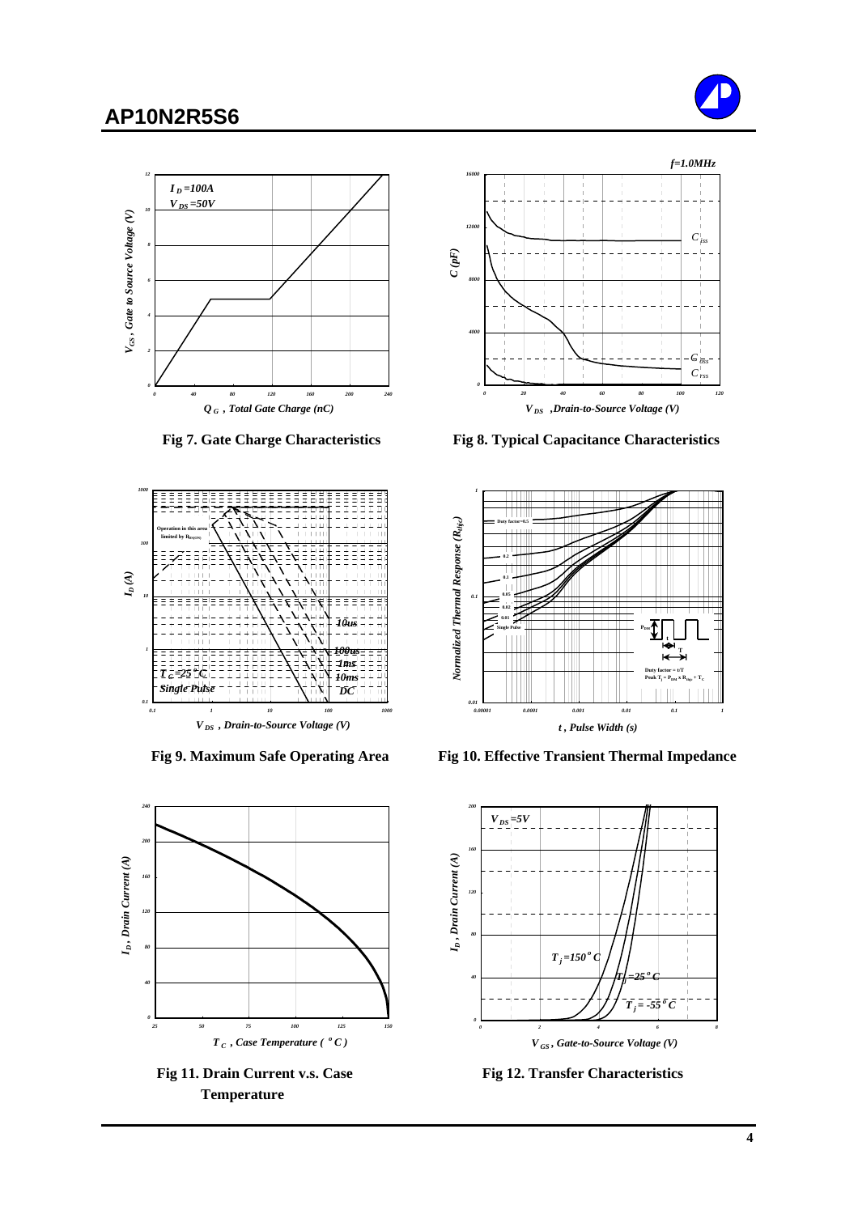Fig 7. Gate Charge Characteristics

Fig 8. Typical Capacitance Characteristics

Fig 9. Maximum Safe Operating Area

Fig 10. Effective Transient Thermal Impedance

Fig 11. Drain Current v.s. Case Temperature

Fig 12. Transfer Characteristics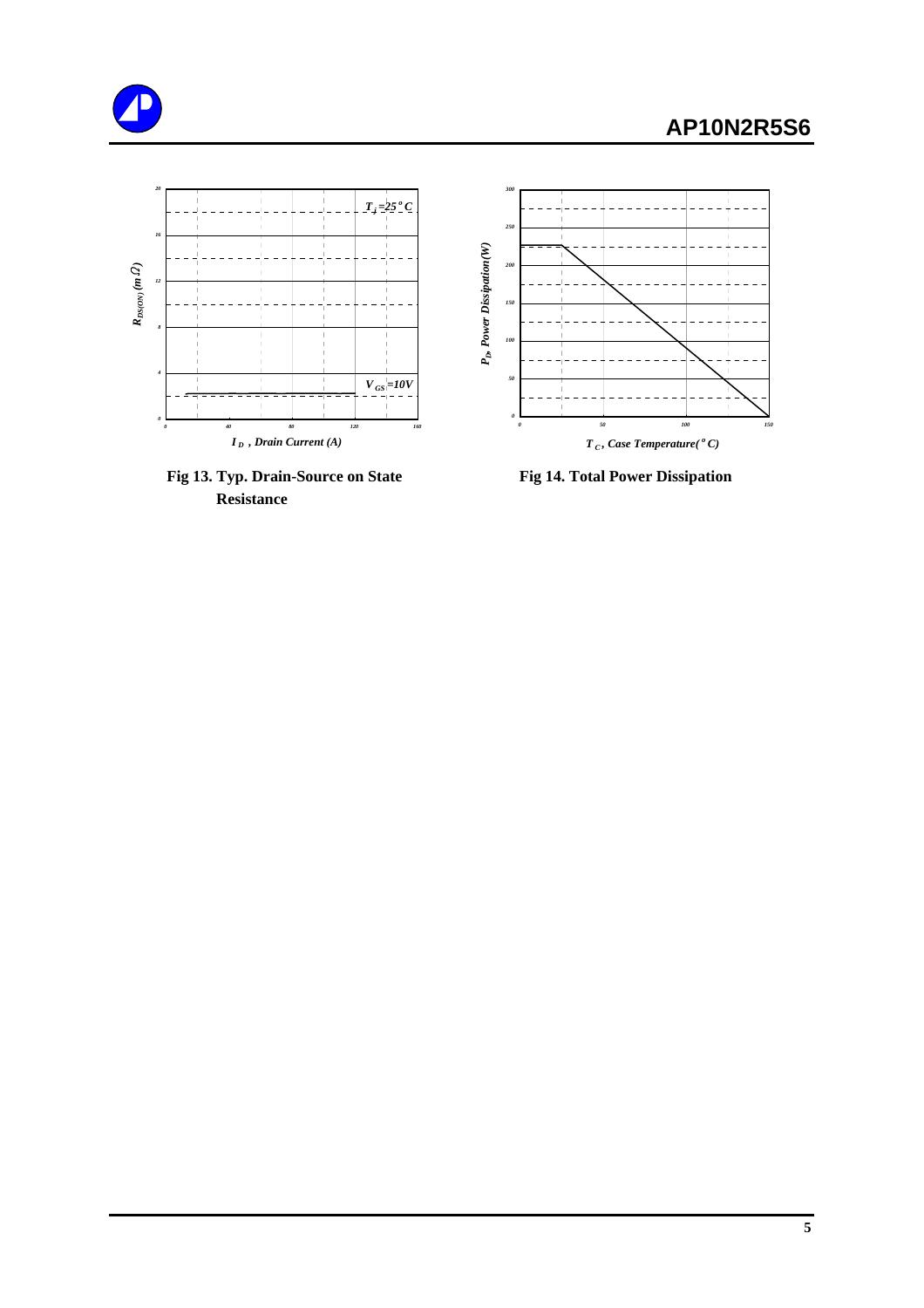$R_{DS(ON)}$ (mΩ)

$T_j$=25°C

$V_{GS}$=10V

$I_D$ , Drain Current (A)

**Fig 13. Typ. Drain-Source on State Resistance**

$P_D$, Power Dissipation(W)

$T_C$, Case Temperature(°C)

**Fig 14. Total Power Dissipation**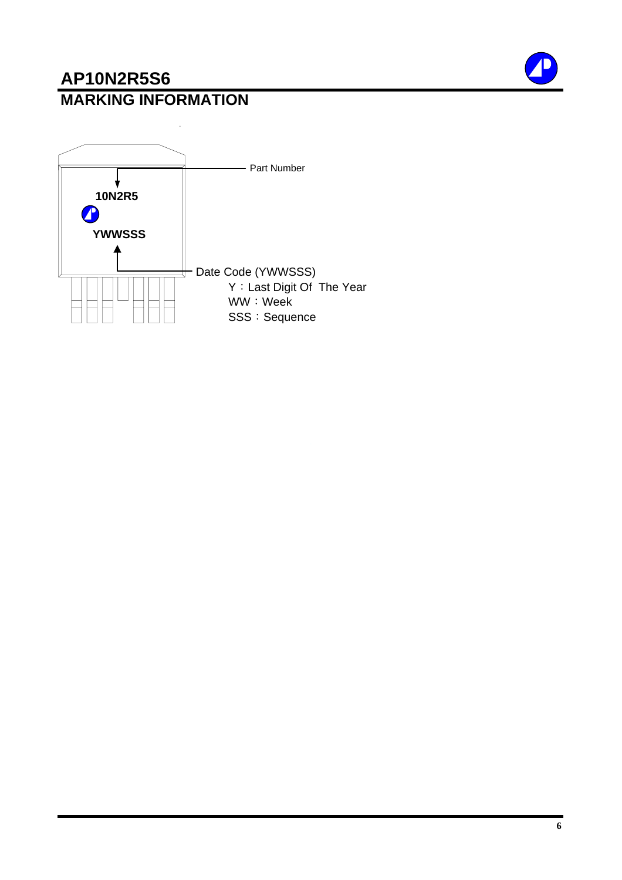# AP10N2R5S6

## MARKING INFORMATION

10N2R5

YWWSSS

Part Number

Date Code (YWWSSS)

Y：Last Digit Of The Year

WW：Week

SSS：Sequence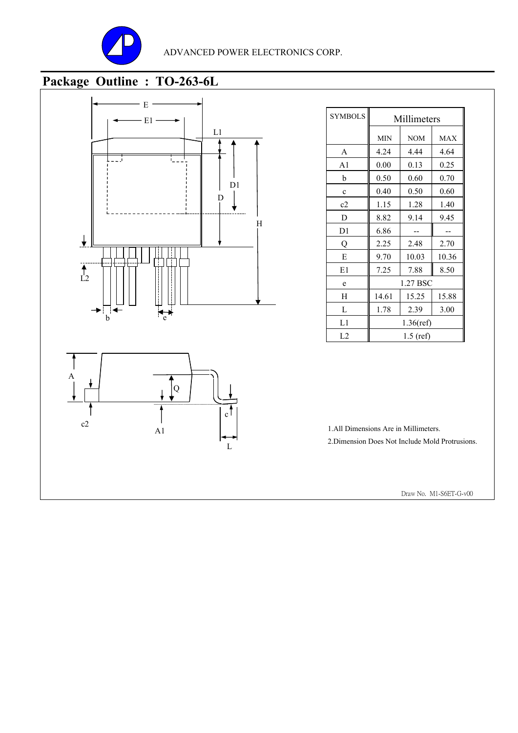ADVANCED POWER ELECTRONICS CORP.

## Package Outline : TO-263-6L

| SYMBOLS | Millimeters | | |
|---|---|---|---|
| | MIN | NOM | MAX |
| A | 4.24 | 4.44 | 4.64 |
| A1 | 0.00 | 0.13 | 0.25 |
| b | 0.50 | 0.60 | 0.70 |
| c | 0.40 | 0.50 | 0.60 |
| c2 | 1.15 | 1.28 | 1.40 |
| D | 8.82 | 9.14 | 9.45 |
| D1 | 6.86 | -- | -- |
| Q | 2.25 | 2.48 | 2.70 |
| E | 9.70 | 10.03 | 10.36 |
| E1 | 7.25 | 7.88 | 8.50 |
| e | 1.27 BSC | | |
| H | 14.61 | 15.25 | 15.88 |
| L | 1.78 | 2.39 | 3.00 |
| L1 | 1.36(ref) | | |
| L2 | 1.5 (ref) | | |

1.All Dimensions Are in Millimeters.

2.Dimension Does Not Include Mold Protrusions.

Draw No. M1-S6ET-G-v00